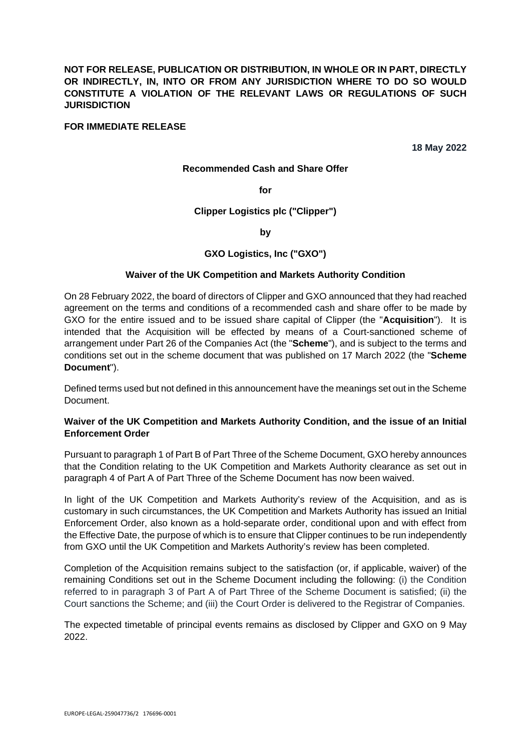**NOT FOR RELEASE, PUBLICATION OR DISTRIBUTION, IN WHOLE OR IN PART, DIRECTLY OR INDIRECTLY, IN, INTO OR FROM ANY JURISDICTION WHERE TO DO SO WOULD CONSTITUTE A VIOLATION OF THE RELEVANT LAWS OR REGULATIONS OF SUCH JURISDICTION**

**FOR IMMEDIATE RELEASE**

**18 May 2022**

**Recommended Cash and Share Offer**

**for**

**Clipper Logistics plc ("Clipper")**

**by**

**GXO Logistics, Inc ("GXO")**

**Waiver of the UK Competition and Markets Authority Condition**

On 28 February 2022, the board of directors of Clipper and GXO announced that they had reached agreement on the terms and conditions of a recommended cash and share offer to be made by GXO for the entire issued and to be issued share capital of Clipper (the "**Acquisition**"). It is intended that the Acquisition will be effected by means of a Court-sanctioned scheme of arrangement under Part 26 of the Companies Act (the "**Scheme**"), and is subject to the terms and conditions set out in the scheme document that was published on 17 March 2022 (the "**Scheme Document**").

Defined terms used but not defined in this announcement have the meanings set out in the Scheme Document.

**Waiver of the UK Competition and Markets Authority Condition, and the issue of an Initial Enforcement Order**

Pursuant to paragraph 1 of Part B of Part Three of the Scheme Document, GXO hereby announces that the Condition relating to the UK Competition and Markets Authority clearance as set out in paragraph 4 of Part A of Part Three of the Scheme Document has now been waived.

In light of the UK Competition and Markets Authority's review of the Acquisition, and as is customary in such circumstances, the UK Competition and Markets Authority has issued an Initial Enforcement Order, also known as a hold-separate order, conditional upon and with effect from the Effective Date, the purpose of which is to ensure that Clipper continues to be run independently from GXO until the UK Competition and Markets Authority's review has been completed.

Completion of the Acquisition remains subject to the satisfaction (or, if applicable, waiver) of the remaining Conditions set out in the Scheme Document including the following: (i) the Condition referred to in paragraph 3 of Part A of Part Three of the Scheme Document is satisfied; (ii) the Court sanctions the Scheme; and (iii) the Court Order is delivered to the Registrar of Companies.

The expected timetable of principal events remains as disclosed by Clipper and GXO on 9 May 2022.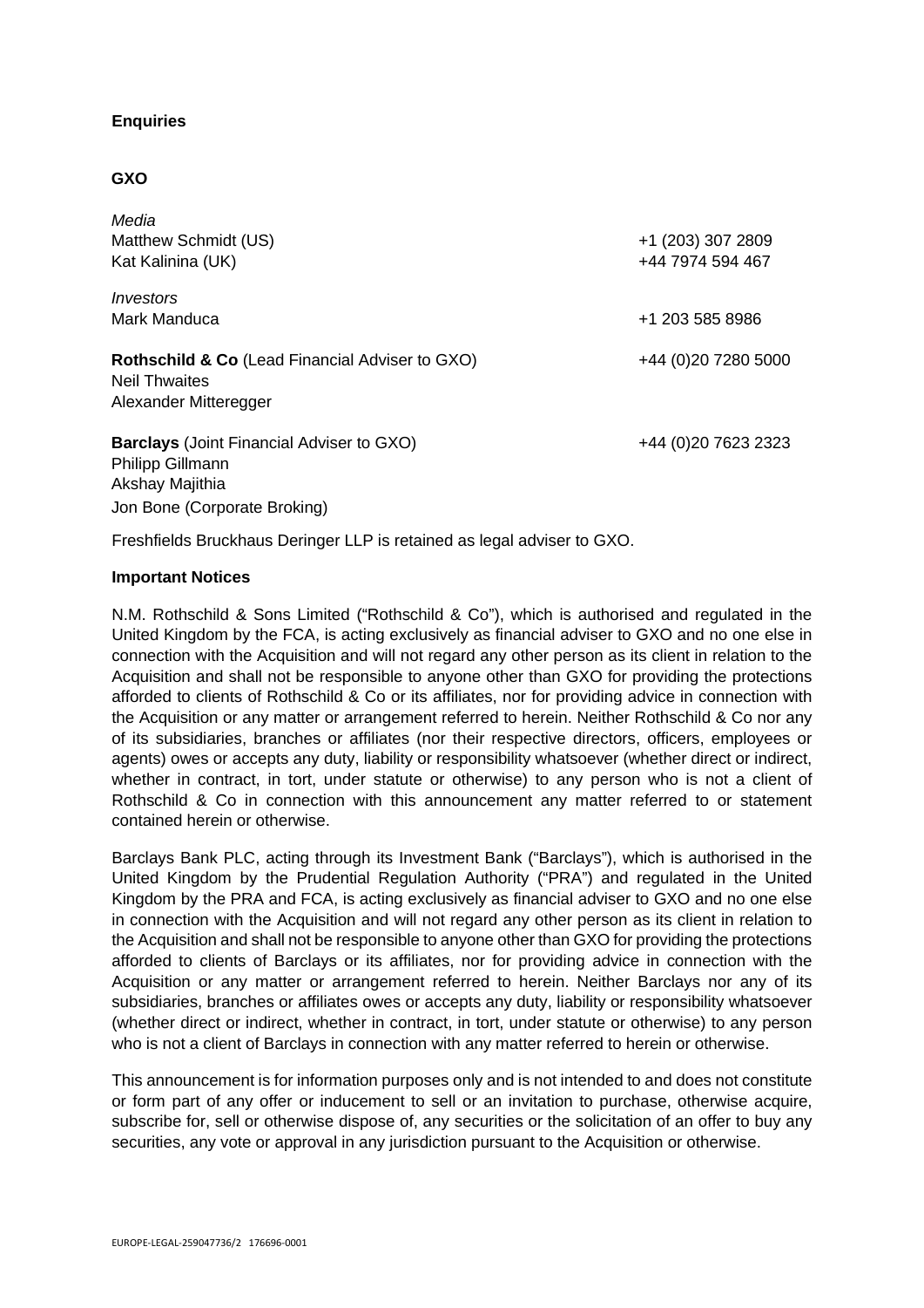**Enquiries**

**GXO**

| | |
|---|---|
| *Media* | |
| Matthew Schmidt (US) | +1 (203) 307 2809 |
| Kat Kalinina (UK) | +44 7974 594 467 |
| *Investors* | |
| Mark Manduca | +1 203 585 8986 |
| **Rothschild & Co** (Lead Financial Adviser to GXO) | +44 (0)20 7280 5000 |
| Neil Thwaites | |
| Alexander Mitteregger | |
| **Barclays** (Joint Financial Adviser to GXO) | +44 (0)20 7623 2323 |
| Philipp Gillmann | |
| Akshay Majithia | |
| Jon Bone (Corporate Broking) | |

Freshfields Bruckhaus Deringer LLP is retained as legal adviser to GXO.

**Important Notices**

N.M. Rothschild & Sons Limited ("Rothschild & Co"), which is authorised and regulated in the United Kingdom by the FCA, is acting exclusively as financial adviser to GXO and no one else in connection with the Acquisition and will not regard any other person as its client in relation to the Acquisition and shall not be responsible to anyone other than GXO for providing the protections afforded to clients of Rothschild & Co or its affiliates, nor for providing advice in connection with the Acquisition or any matter or arrangement referred to herein. Neither Rothschild & Co nor any of its subsidiaries, branches or affiliates (nor their respective directors, officers, employees or agents) owes or accepts any duty, liability or responsibility whatsoever (whether direct or indirect, whether in contract, in tort, under statute or otherwise) to any person who is not a client of Rothschild & Co in connection with this announcement any matter referred to or statement contained herein or otherwise.

Barclays Bank PLC, acting through its Investment Bank ("Barclays"), which is authorised in the United Kingdom by the Prudential Regulation Authority ("PRA") and regulated in the United Kingdom by the PRA and FCA, is acting exclusively as financial adviser to GXO and no one else in connection with the Acquisition and will not regard any other person as its client in relation to the Acquisition and shall not be responsible to anyone other than GXO for providing the protections afforded to clients of Barclays or its affiliates, nor for providing advice in connection with the Acquisition or any matter or arrangement referred to herein. Neither Barclays nor any of its subsidiaries, branches or affiliates owes or accepts any duty, liability or responsibility whatsoever (whether direct or indirect, whether in contract, in tort, under statute or otherwise) to any person who is not a client of Barclays in connection with any matter referred to herein or otherwise.

This announcement is for information purposes only and is not intended to and does not constitute or form part of any offer or inducement to sell or an invitation to purchase, otherwise acquire, subscribe for, sell or otherwise dispose of, any securities or the solicitation of an offer to buy any securities, any vote or approval in any jurisdiction pursuant to the Acquisition or otherwise.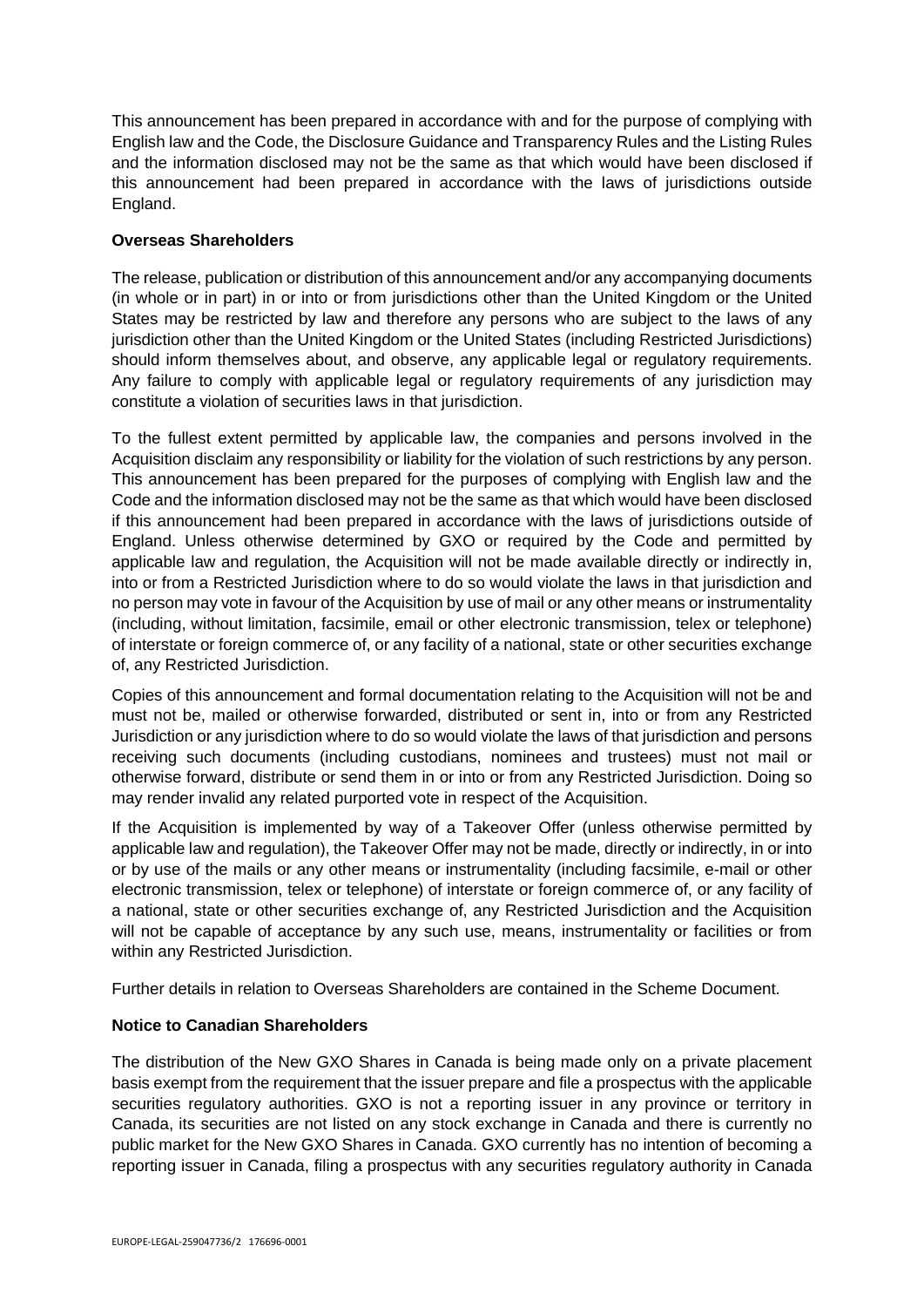This announcement has been prepared in accordance with and for the purpose of complying with English law and the Code, the Disclosure Guidance and Transparency Rules and the Listing Rules and the information disclosed may not be the same as that which would have been disclosed if this announcement had been prepared in accordance with the laws of jurisdictions outside England.

**Overseas Shareholders**

The release, publication or distribution of this announcement and/or any accompanying documents (in whole or in part) in or into or from jurisdictions other than the United Kingdom or the United States may be restricted by law and therefore any persons who are subject to the laws of any jurisdiction other than the United Kingdom or the United States (including Restricted Jurisdictions) should inform themselves about, and observe, any applicable legal or regulatory requirements. Any failure to comply with applicable legal or regulatory requirements of any jurisdiction may constitute a violation of securities laws in that jurisdiction.

To the fullest extent permitted by applicable law, the companies and persons involved in the Acquisition disclaim any responsibility or liability for the violation of such restrictions by any person. This announcement has been prepared for the purposes of complying with English law and the Code and the information disclosed may not be the same as that which would have been disclosed if this announcement had been prepared in accordance with the laws of jurisdictions outside of England. Unless otherwise determined by GXO or required by the Code and permitted by applicable law and regulation, the Acquisition will not be made available directly or indirectly in, into or from a Restricted Jurisdiction where to do so would violate the laws in that jurisdiction and no person may vote in favour of the Acquisition by use of mail or any other means or instrumentality (including, without limitation, facsimile, email or other electronic transmission, telex or telephone) of interstate or foreign commerce of, or any facility of a national, state or other securities exchange of, any Restricted Jurisdiction.

Copies of this announcement and formal documentation relating to the Acquisition will not be and must not be, mailed or otherwise forwarded, distributed or sent in, into or from any Restricted Jurisdiction or any jurisdiction where to do so would violate the laws of that jurisdiction and persons receiving such documents (including custodians, nominees and trustees) must not mail or otherwise forward, distribute or send them in or into or from any Restricted Jurisdiction. Doing so may render invalid any related purported vote in respect of the Acquisition.

If the Acquisition is implemented by way of a Takeover Offer (unless otherwise permitted by applicable law and regulation), the Takeover Offer may not be made, directly or indirectly, in or into or by use of the mails or any other means or instrumentality (including facsimile, e-mail or other electronic transmission, telex or telephone) of interstate or foreign commerce of, or any facility of a national, state or other securities exchange of, any Restricted Jurisdiction and the Acquisition will not be capable of acceptance by any such use, means, instrumentality or facilities or from within any Restricted Jurisdiction.

Further details in relation to Overseas Shareholders are contained in the Scheme Document.

**Notice to Canadian Shareholders**

The distribution of the New GXO Shares in Canada is being made only on a private placement basis exempt from the requirement that the issuer prepare and file a prospectus with the applicable securities regulatory authorities. GXO is not a reporting issuer in any province or territory in Canada, its securities are not listed on any stock exchange in Canada and there is currently no public market for the New GXO Shares in Canada. GXO currently has no intention of becoming a reporting issuer in Canada, filing a prospectus with any securities regulatory authority in Canada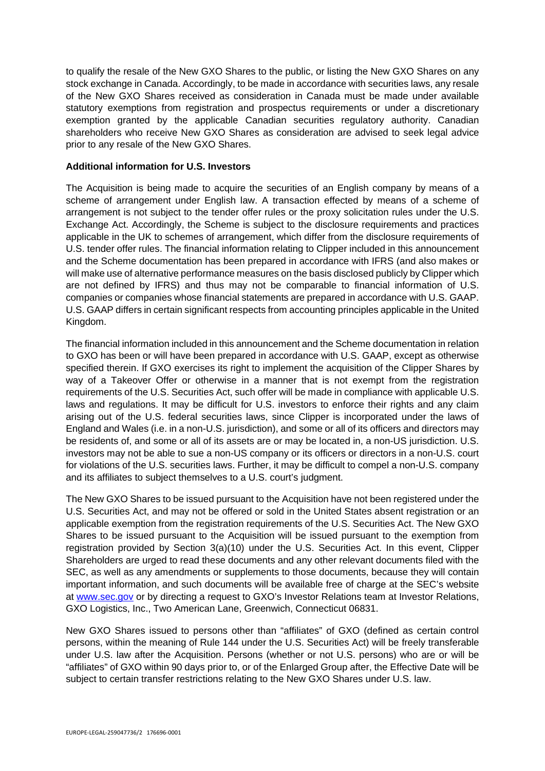to qualify the resale of the New GXO Shares to the public, or listing the New GXO Shares on any stock exchange in Canada. Accordingly, to be made in accordance with securities laws, any resale of the New GXO Shares received as consideration in Canada must be made under available statutory exemptions from registration and prospectus requirements or under a discretionary exemption granted by the applicable Canadian securities regulatory authority. Canadian shareholders who receive New GXO Shares as consideration are advised to seek legal advice prior to any resale of the New GXO Shares.

**Additional information for U.S. Investors**

The Acquisition is being made to acquire the securities of an English company by means of a scheme of arrangement under English law. A transaction effected by means of a scheme of arrangement is not subject to the tender offer rules or the proxy solicitation rules under the U.S. Exchange Act. Accordingly, the Scheme is subject to the disclosure requirements and practices applicable in the UK to schemes of arrangement, which differ from the disclosure requirements of U.S. tender offer rules. The financial information relating to Clipper included in this announcement and the Scheme documentation has been prepared in accordance with IFRS (and also makes or will make use of alternative performance measures on the basis disclosed publicly by Clipper which are not defined by IFRS) and thus may not be comparable to financial information of U.S. companies or companies whose financial statements are prepared in accordance with U.S. GAAP. U.S. GAAP differs in certain significant respects from accounting principles applicable in the United Kingdom.

The financial information included in this announcement and the Scheme documentation in relation to GXO has been or will have been prepared in accordance with U.S. GAAP, except as otherwise specified therein. If GXO exercises its right to implement the acquisition of the Clipper Shares by way of a Takeover Offer or otherwise in a manner that is not exempt from the registration requirements of the U.S. Securities Act, such offer will be made in compliance with applicable U.S. laws and regulations. It may be difficult for U.S. investors to enforce their rights and any claim arising out of the U.S. federal securities laws, since Clipper is incorporated under the laws of England and Wales (i.e. in a non-U.S. jurisdiction), and some or all of its officers and directors may be residents of, and some or all of its assets are or may be located in, a non-US jurisdiction. U.S. investors may not be able to sue a non-US company or its officers or directors in a non-U.S. court for violations of the U.S. securities laws. Further, it may be difficult to compel a non-U.S. company and its affiliates to subject themselves to a U.S. court's judgment.

The New GXO Shares to be issued pursuant to the Acquisition have not been registered under the U.S. Securities Act, and may not be offered or sold in the United States absent registration or an applicable exemption from the registration requirements of the U.S. Securities Act. The New GXO Shares to be issued pursuant to the Acquisition will be issued pursuant to the exemption from registration provided by Section 3(a)(10) under the U.S. Securities Act. In this event, Clipper Shareholders are urged to read these documents and any other relevant documents filed with the SEC, as well as any amendments or supplements to those documents, because they will contain important information, and such documents will be available free of charge at the SEC's website at [www.sec.gov](http://www.sec.gov) or by directing a request to GXO's Investor Relations team at Investor Relations, GXO Logistics, Inc., Two American Lane, Greenwich, Connecticut 06831.

New GXO Shares issued to persons other than "affiliates" of GXO (defined as certain control persons, within the meaning of Rule 144 under the U.S. Securities Act) will be freely transferable under U.S. law after the Acquisition. Persons (whether or not U.S. persons) who are or will be "affiliates" of GXO within 90 days prior to, or of the Enlarged Group after, the Effective Date will be subject to certain transfer restrictions relating to the New GXO Shares under U.S. law.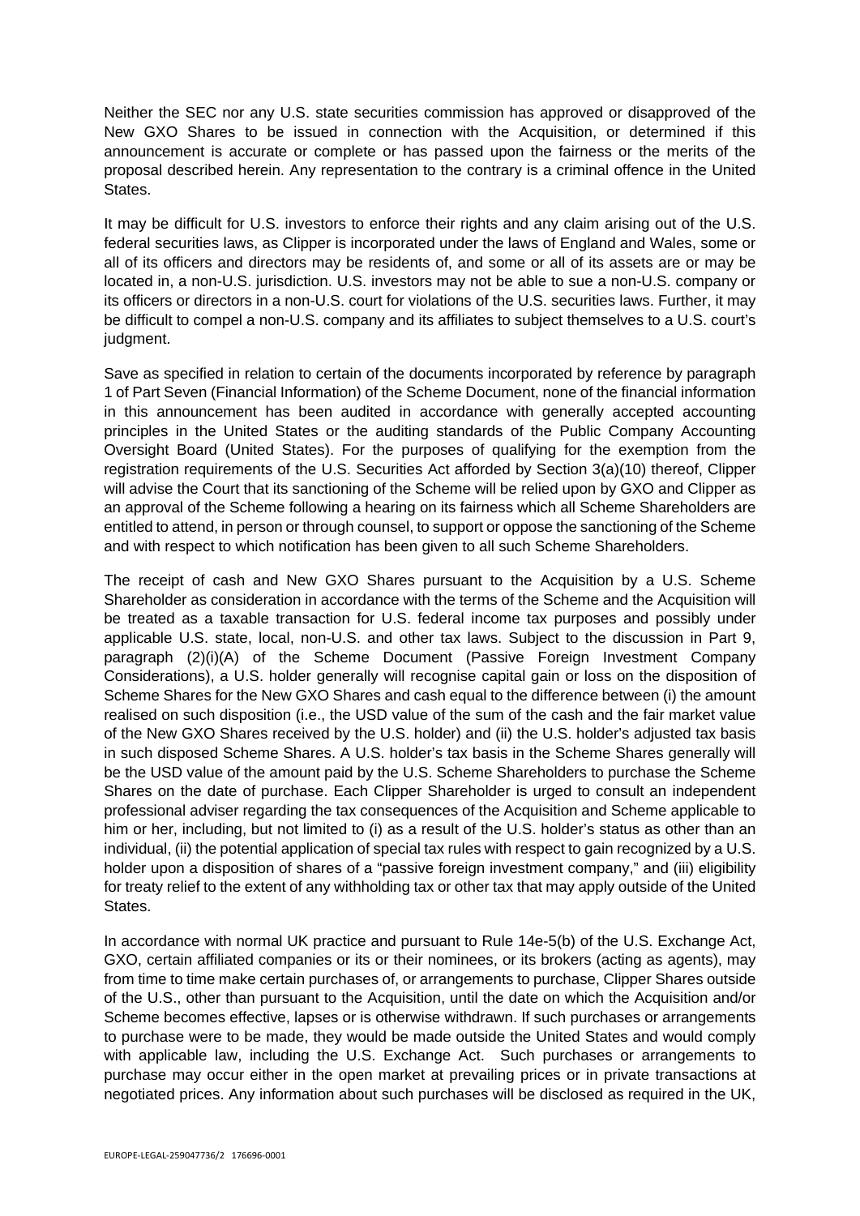Neither the SEC nor any U.S. state securities commission has approved or disapproved of the New GXO Shares to be issued in connection with the Acquisition, or determined if this announcement is accurate or complete or has passed upon the fairness or the merits of the proposal described herein. Any representation to the contrary is a criminal offence in the United States.

It may be difficult for U.S. investors to enforce their rights and any claim arising out of the U.S. federal securities laws, as Clipper is incorporated under the laws of England and Wales, some or all of its officers and directors may be residents of, and some or all of its assets are or may be located in, a non-U.S. jurisdiction. U.S. investors may not be able to sue a non-U.S. company or its officers or directors in a non-U.S. court for violations of the U.S. securities laws. Further, it may be difficult to compel a non-U.S. company and its affiliates to subject themselves to a U.S. court's judgment.

Save as specified in relation to certain of the documents incorporated by reference by paragraph 1 of Part Seven (Financial Information) of the Scheme Document, none of the financial information in this announcement has been audited in accordance with generally accepted accounting principles in the United States or the auditing standards of the Public Company Accounting Oversight Board (United States). For the purposes of qualifying for the exemption from the registration requirements of the U.S. Securities Act afforded by Section 3(a)(10) thereof, Clipper will advise the Court that its sanctioning of the Scheme will be relied upon by GXO and Clipper as an approval of the Scheme following a hearing on its fairness which all Scheme Shareholders are entitled to attend, in person or through counsel, to support or oppose the sanctioning of the Scheme and with respect to which notification has been given to all such Scheme Shareholders.

The receipt of cash and New GXO Shares pursuant to the Acquisition by a U.S. Scheme Shareholder as consideration in accordance with the terms of the Scheme and the Acquisition will be treated as a taxable transaction for U.S. federal income tax purposes and possibly under applicable U.S. state, local, non-U.S. and other tax laws. Subject to the discussion in Part 9, paragraph (2)(i)(A) of the Scheme Document (Passive Foreign Investment Company Considerations), a U.S. holder generally will recognise capital gain or loss on the disposition of Scheme Shares for the New GXO Shares and cash equal to the difference between (i) the amount realised on such disposition (i.e., the USD value of the sum of the cash and the fair market value of the New GXO Shares received by the U.S. holder) and (ii) the U.S. holder's adjusted tax basis in such disposed Scheme Shares. A U.S. holder's tax basis in the Scheme Shares generally will be the USD value of the amount paid by the U.S. Scheme Shareholders to purchase the Scheme Shares on the date of purchase. Each Clipper Shareholder is urged to consult an independent professional adviser regarding the tax consequences of the Acquisition and Scheme applicable to him or her, including, but not limited to (i) as a result of the U.S. holder's status as other than an individual, (ii) the potential application of special tax rules with respect to gain recognized by a U.S. holder upon a disposition of shares of a "passive foreign investment company," and (iii) eligibility for treaty relief to the extent of any withholding tax or other tax that may apply outside of the United States.

In accordance with normal UK practice and pursuant to Rule 14e-5(b) of the U.S. Exchange Act, GXO, certain affiliated companies or its or their nominees, or its brokers (acting as agents), may from time to time make certain purchases of, or arrangements to purchase, Clipper Shares outside of the U.S., other than pursuant to the Acquisition, until the date on which the Acquisition and/or Scheme becomes effective, lapses or is otherwise withdrawn. If such purchases or arrangements to purchase were to be made, they would be made outside the United States and would comply with applicable law, including the U.S. Exchange Act. Such purchases or arrangements to purchase may occur either in the open market at prevailing prices or in private transactions at negotiated prices. Any information about such purchases will be disclosed as required in the UK,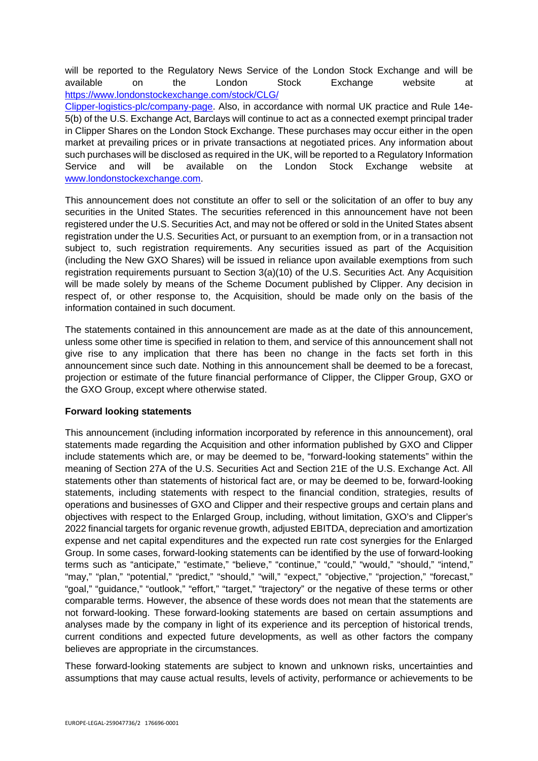will be reported to the Regulatory News Service of the London Stock Exchange and will be available on the London Stock Exchange website at https://www.londonstockexchange.com/stock/CLG/Clipper-logistics-plc/company-page. Also, in accordance with normal UK practice and Rule 14e-5(b) of the U.S. Exchange Act, Barclays will continue to act as a connected exempt principal trader in Clipper Shares on the London Stock Exchange. These purchases may occur either in the open market at prevailing prices or in private transactions at negotiated prices. Any information about such purchases will be disclosed as required in the UK, will be reported to a Regulatory Information Service and will be available on the London Stock Exchange website at www.londonstockexchange.com.

This announcement does not constitute an offer to sell or the solicitation of an offer to buy any securities in the United States. The securities referenced in this announcement have not been registered under the U.S. Securities Act, and may not be offered or sold in the United States absent registration under the U.S. Securities Act, or pursuant to an exemption from, or in a transaction not subject to, such registration requirements. Any securities issued as part of the Acquisition (including the New GXO Shares) will be issued in reliance upon available exemptions from such registration requirements pursuant to Section 3(a)(10) of the U.S. Securities Act. Any Acquisition will be made solely by means of the Scheme Document published by Clipper. Any decision in respect of, or other response to, the Acquisition, should be made only on the basis of the information contained in such document.

The statements contained in this announcement are made as at the date of this announcement, unless some other time is specified in relation to them, and service of this announcement shall not give rise to any implication that there has been no change in the facts set forth in this announcement since such date. Nothing in this announcement shall be deemed to be a forecast, projection or estimate of the future financial performance of Clipper, the Clipper Group, GXO or the GXO Group, except where otherwise stated.

**Forward looking statements**

This announcement (including information incorporated by reference in this announcement), oral statements made regarding the Acquisition and other information published by GXO and Clipper include statements which are, or may be deemed to be, "forward-looking statements" within the meaning of Section 27A of the U.S. Securities Act and Section 21E of the U.S. Exchange Act. All statements other than statements of historical fact are, or may be deemed to be, forward-looking statements, including statements with respect to the financial condition, strategies, results of operations and businesses of GXO and Clipper and their respective groups and certain plans and objectives with respect to the Enlarged Group, including, without limitation, GXO's and Clipper's 2022 financial targets for organic revenue growth, adjusted EBITDA, depreciation and amortization expense and net capital expenditures and the expected run rate cost synergies for the Enlarged Group. In some cases, forward-looking statements can be identified by the use of forward-looking terms such as "anticipate," "estimate," "believe," "continue," "could," "would," "should," "intend," "may," "plan," "potential," "predict," "should," "will," "expect," "objective," "projection," "forecast," "goal," "guidance," "outlook," "effort," "target," "trajectory" or the negative of these terms or other comparable terms. However, the absence of these words does not mean that the statements are not forward-looking. These forward-looking statements are based on certain assumptions and analyses made by the company in light of its experience and its perception of historical trends, current conditions and expected future developments, as well as other factors the company believes are appropriate in the circumstances.

These forward-looking statements are subject to known and unknown risks, uncertainties and assumptions that may cause actual results, levels of activity, performance or achievements to be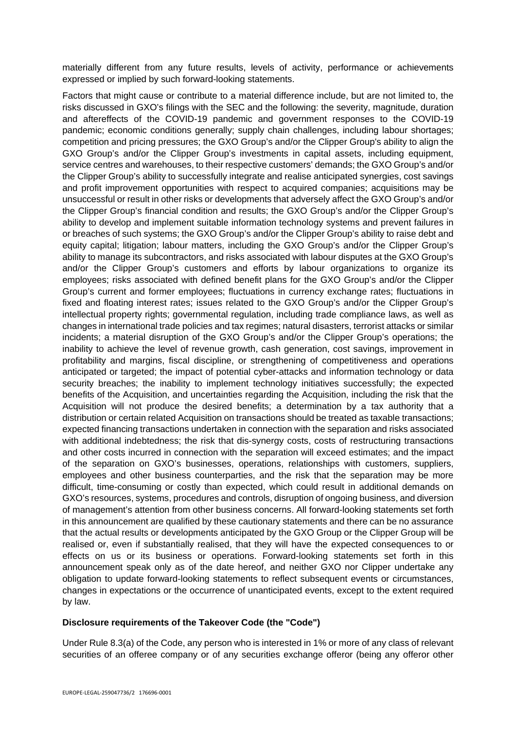materially different from any future results, levels of activity, performance or achievements expressed or implied by such forward-looking statements.

Factors that might cause or contribute to a material difference include, but are not limited to, the risks discussed in GXO's filings with the SEC and the following: the severity, magnitude, duration and aftereffects of the COVID-19 pandemic and government responses to the COVID-19 pandemic; economic conditions generally; supply chain challenges, including labour shortages; competition and pricing pressures; the GXO Group's and/or the Clipper Group's ability to align the GXO Group's and/or the Clipper Group's investments in capital assets, including equipment, service centres and warehouses, to their respective customers' demands; the GXO Group's and/or the Clipper Group's ability to successfully integrate and realise anticipated synergies, cost savings and profit improvement opportunities with respect to acquired companies; acquisitions may be unsuccessful or result in other risks or developments that adversely affect the GXO Group's and/or the Clipper Group's financial condition and results; the GXO Group's and/or the Clipper Group's ability to develop and implement suitable information technology systems and prevent failures in or breaches of such systems; the GXO Group's and/or the Clipper Group's ability to raise debt and equity capital; litigation; labour matters, including the GXO Group's and/or the Clipper Group's ability to manage its subcontractors, and risks associated with labour disputes at the GXO Group's and/or the Clipper Group's customers and efforts by labour organizations to organize its employees; risks associated with defined benefit plans for the GXO Group's and/or the Clipper Group's current and former employees; fluctuations in currency exchange rates; fluctuations in fixed and floating interest rates; issues related to the GXO Group's and/or the Clipper Group's intellectual property rights; governmental regulation, including trade compliance laws, as well as changes in international trade policies and tax regimes; natural disasters, terrorist attacks or similar incidents; a material disruption of the GXO Group's and/or the Clipper Group's operations; the inability to achieve the level of revenue growth, cash generation, cost savings, improvement in profitability and margins, fiscal discipline, or strengthening of competitiveness and operations anticipated or targeted; the impact of potential cyber-attacks and information technology or data security breaches; the inability to implement technology initiatives successfully; the expected benefits of the Acquisition, and uncertainties regarding the Acquisition, including the risk that the Acquisition will not produce the desired benefits; a determination by a tax authority that a distribution or certain related Acquisition on transactions should be treated as taxable transactions; expected financing transactions undertaken in connection with the separation and risks associated with additional indebtedness; the risk that dis-synergy costs, costs of restructuring transactions and other costs incurred in connection with the separation will exceed estimates; and the impact of the separation on GXO's businesses, operations, relationships with customers, suppliers, employees and other business counterparties, and the risk that the separation may be more difficult, time-consuming or costly than expected, which could result in additional demands on GXO's resources, systems, procedures and controls, disruption of ongoing business, and diversion of management's attention from other business concerns. All forward-looking statements set forth in this announcement are qualified by these cautionary statements and there can be no assurance that the actual results or developments anticipated by the GXO Group or the Clipper Group will be realised or, even if substantially realised, that they will have the expected consequences to or effects on us or its business or operations. Forward-looking statements set forth in this announcement speak only as of the date hereof, and neither GXO nor Clipper undertake any obligation to update forward-looking statements to reflect subsequent events or circumstances, changes in expectations or the occurrence of unanticipated events, except to the extent required by law.

**Disclosure requirements of the Takeover Code (the "Code")**

Under Rule 8.3(a) of the Code, any person who is interested in 1% or more of any class of relevant securities of an offeree company or of any securities exchange offeror (being any offeror other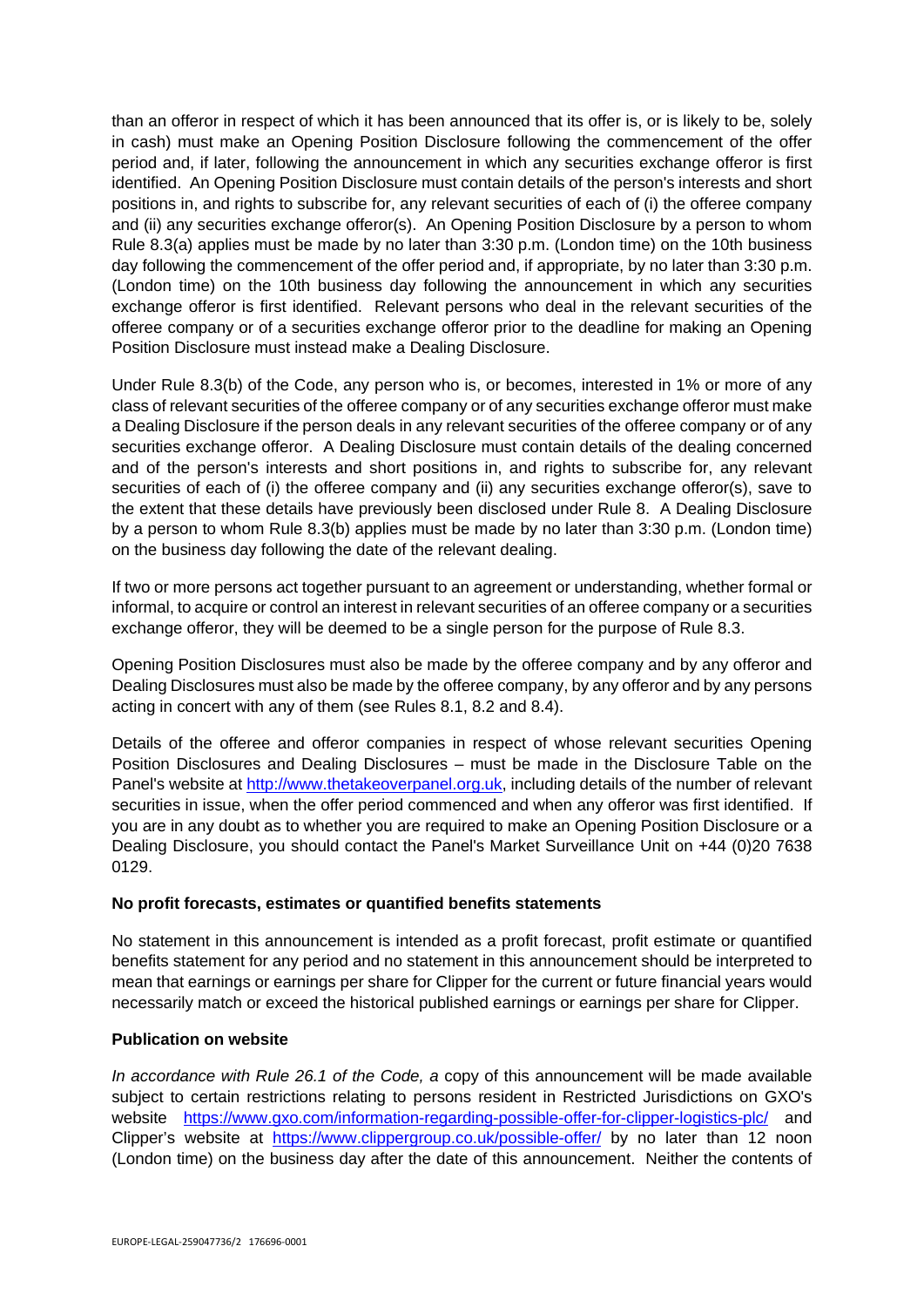than an offeror in respect of which it has been announced that its offer is, or is likely to be, solely in cash) must make an Opening Position Disclosure following the commencement of the offer period and, if later, following the announcement in which any securities exchange offeror is first identified. An Opening Position Disclosure must contain details of the person's interests and short positions in, and rights to subscribe for, any relevant securities of each of (i) the offeree company and (ii) any securities exchange offeror(s). An Opening Position Disclosure by a person to whom Rule 8.3(a) applies must be made by no later than 3:30 p.m. (London time) on the 10th business day following the commencement of the offer period and, if appropriate, by no later than 3:30 p.m. (London time) on the 10th business day following the announcement in which any securities exchange offeror is first identified. Relevant persons who deal in the relevant securities of the offeree company or of a securities exchange offeror prior to the deadline for making an Opening Position Disclosure must instead make a Dealing Disclosure.

Under Rule 8.3(b) of the Code, any person who is, or becomes, interested in 1% or more of any class of relevant securities of the offeree company or of any securities exchange offeror must make a Dealing Disclosure if the person deals in any relevant securities of the offeree company or of any securities exchange offeror. A Dealing Disclosure must contain details of the dealing concerned and of the person's interests and short positions in, and rights to subscribe for, any relevant securities of each of (i) the offeree company and (ii) any securities exchange offeror(s), save to the extent that these details have previously been disclosed under Rule 8. A Dealing Disclosure by a person to whom Rule 8.3(b) applies must be made by no later than 3:30 p.m. (London time) on the business day following the date of the relevant dealing.

If two or more persons act together pursuant to an agreement or understanding, whether formal or informal, to acquire or control an interest in relevant securities of an offeree company or a securities exchange offeror, they will be deemed to be a single person for the purpose of Rule 8.3.

Opening Position Disclosures must also be made by the offeree company and by any offeror and Dealing Disclosures must also be made by the offeree company, by any offeror and by any persons acting in concert with any of them (see Rules 8.1, 8.2 and 8.4).

Details of the offeree and offeror companies in respect of whose relevant securities Opening Position Disclosures and Dealing Disclosures – must be made in the Disclosure Table on the Panel's website at http://www.thetakeoverpanel.org.uk, including details of the number of relevant securities in issue, when the offer period commenced and when any offeror was first identified. If you are in any doubt as to whether you are required to make an Opening Position Disclosure or a Dealing Disclosure, you should contact the Panel's Market Surveillance Unit on +44 (0)20 7638 0129.

**No profit forecasts, estimates or quantified benefits statements**

No statement in this announcement is intended as a profit forecast, profit estimate or quantified benefits statement for any period and no statement in this announcement should be interpreted to mean that earnings or earnings per share for Clipper for the current or future financial years would necessarily match or exceed the historical published earnings or earnings per share for Clipper.

**Publication on website**

*In accordance with Rule 26.1 of the Code, a* copy of this announcement will be made available subject to certain restrictions relating to persons resident in Restricted Jurisdictions on GXO's website https://www.gxo.com/information-regarding-possible-offer-for-clipper-logistics-plc/ and Clipper's website at https://www.clippergroup.co.uk/possible-offer/ by no later than 12 noon (London time) on the business day after the date of this announcement. Neither the contents of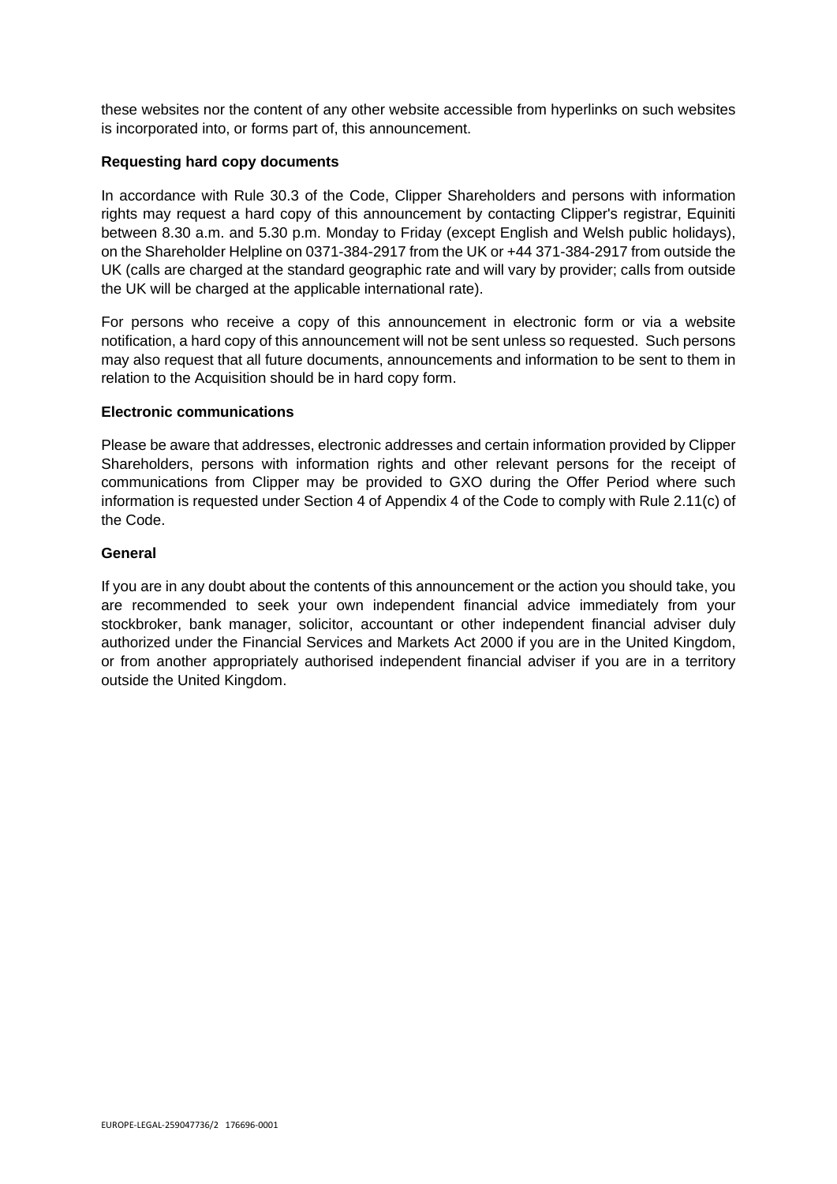these websites nor the content of any other website accessible from hyperlinks on such websites is incorporated into, or forms part of, this announcement.

**Requesting hard copy documents**

In accordance with Rule 30.3 of the Code, Clipper Shareholders and persons with information rights may request a hard copy of this announcement by contacting Clipper's registrar, Equiniti between 8.30 a.m. and 5.30 p.m. Monday to Friday (except English and Welsh public holidays), on the Shareholder Helpline on 0371-384-2917 from the UK or +44 371-384-2917 from outside the UK (calls are charged at the standard geographic rate and will vary by provider; calls from outside the UK will be charged at the applicable international rate).

For persons who receive a copy of this announcement in electronic form or via a website notification, a hard copy of this announcement will not be sent unless so requested. Such persons may also request that all future documents, announcements and information to be sent to them in relation to the Acquisition should be in hard copy form.

**Electronic communications**

Please be aware that addresses, electronic addresses and certain information provided by Clipper Shareholders, persons with information rights and other relevant persons for the receipt of communications from Clipper may be provided to GXO during the Offer Period where such information is requested under Section 4 of Appendix 4 of the Code to comply with Rule 2.11(c) of the Code.

**General**

If you are in any doubt about the contents of this announcement or the action you should take, you are recommended to seek your own independent financial advice immediately from your stockbroker, bank manager, solicitor, accountant or other independent financial adviser duly authorized under the Financial Services and Markets Act 2000 if you are in the United Kingdom, or from another appropriately authorised independent financial adviser if you are in a territory outside the United Kingdom.